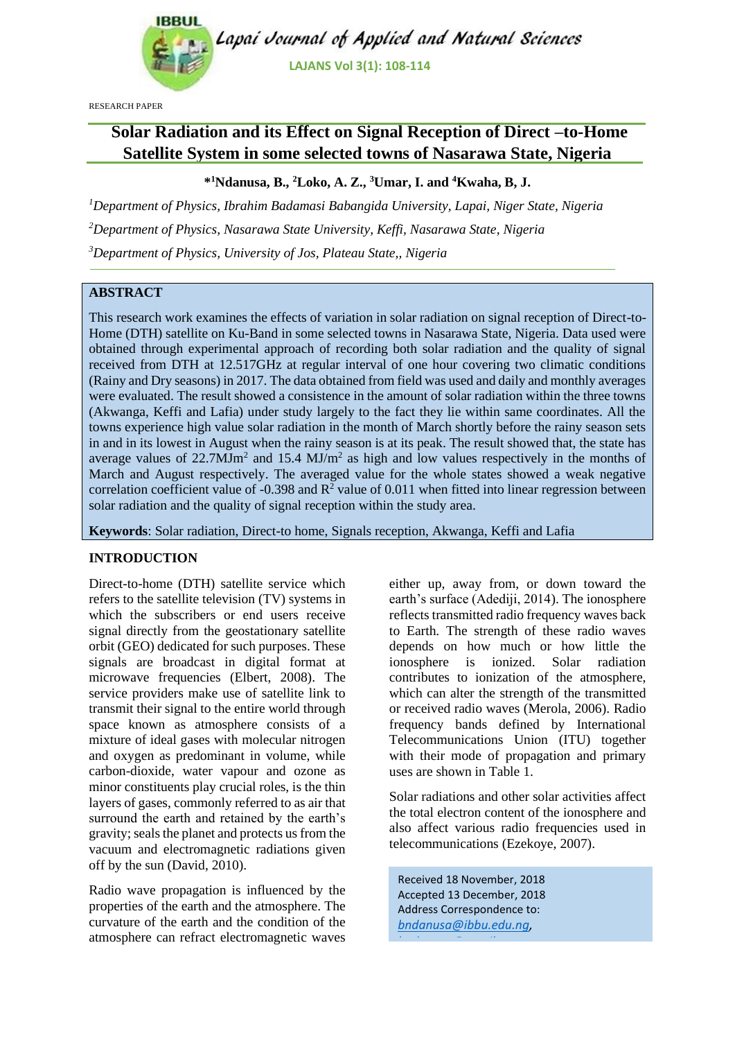RESEARCH PAPER

# Solar Radiation and its Effect on Signal Reception of Direct –to-Home Satellite System in some selected towns of Nasarawa State, Nigeria

**\*[1]Ndanusa, B., [2]Loko, A. Z., [3]Umar, I. and [4]Kwaha, B, J.**

[1]*Department of Physics, Ibrahim Badamasi Babangida University, Lapai, Niger State, Nigeria*

[2]*Department of Physics, Nasarawa State University, Keffi, Nasarawa State, Nigeria*

[3]*Department of Physics, University of Jos, Plateau State,, Nigeria*

## ABSTRACT

This research work examines the effects of variation in solar radiation on signal reception of Direct-to-Home (DTH) satellite on Ku-Band in some selected towns in Nasarawa State, Nigeria. Data used were obtained through experimental approach of recording both solar radiation and the quality of signal received from DTH at 12.517GHz at regular interval of one hour covering two climatic conditions (Rainy and Dry seasons) in 2017. The data obtained from field was used and daily and monthly averages were evaluated. The result showed a consistence in the amount of solar radiation within the three towns (Akwanga, Keffi and Lafia) under study largely to the fact they lie within same coordinates. All the towns experience high value solar radiation in the month of March shortly before the rainy season sets in and in its lowest in August when the rainy season is at its peak. The result showed that, the state has average values of 22.7MJm$^2$ and 15.4 MJ/m$^2$ as high and low values respectively in the months of March and August respectively. The averaged value for the whole states showed a weak negative correlation coefficient value of -0.398 and $R^2$ value of 0.011 when fitted into linear regression between solar radiation and the quality of signal reception within the study area.

**Keywords**: Solar radiation, Direct-to home, Signals reception, Akwanga, Keffi and Lafia

## INTRODUCTION

Direct-to-home (DTH) satellite service which refers to the satellite television (TV) systems in which the subscribers or end users receive signal directly from the geostationary satellite orbit (GEO) dedicated for such purposes. These signals are broadcast in digital format at microwave frequencies (Elbert, 2008). The service providers make use of satellite link to transmit their signal to the entire world through space known as atmosphere consists of a mixture of ideal gases with molecular nitrogen and oxygen as predominant in volume, while carbon-dioxide, water vapour and ozone as minor constituents play crucial roles, is the thin layers of gases, commonly referred to as air that surround the earth and retained by the earth's gravity; seals the planet and protects us from the vacuum and electromagnetic radiations given off by the sun (David, 2010).

Radio wave propagation is influenced by the properties of the earth and the atmosphere. The curvature of the earth and the condition of the atmosphere can refract electromagnetic waves either up, away from, or down toward the earth's surface (Adedìji, 2014). The ionosphere reflects transmitted radio frequency waves back to Earth. The strength of these radio waves depends on how much or how little the ionosphere is ionized. Solar radiation contributes to ionization of the atmosphere, which can alter the strength of the transmitted or received radio waves (Merola, 2006). Radio frequency bands defined by International Telecommunications Union (ITU) together with their mode of propagation and primary uses are shown in Table 1.

Solar radiations and other solar activities affect the total electron content of the ionosphere and also affect various radio frequencies used in telecommunications (Ezekoye, 2007).

Received 18 November, 2018
Accepted 13 December, 2018
Address Correspondence to:
*bndanusa@ibbu.edu.ng*,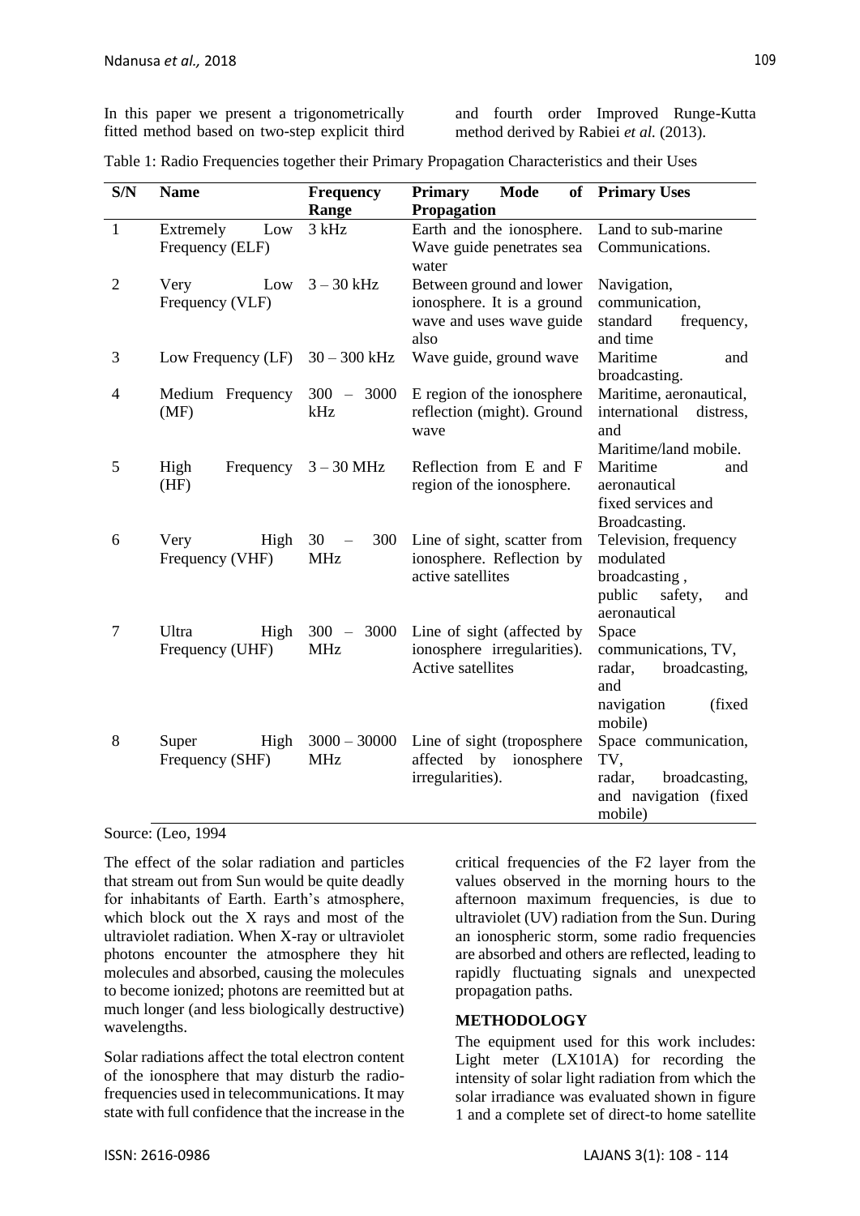In this paper we present a trigonometrically fitted method based on two-step explicit third and fourth order Improved Runge-Kutta method derived by Rabiei *et al.* (2013).

Table 1: Radio Frequencies together their Primary Propagation Characteristics and their Uses

| S/N | Name | Frequency Range | Primary Mode of Propagation | Primary Uses |
|---|---|---|---|---|
| 1 | Extremely Low Frequency (ELF) | 3 kHz | Earth and the ionosphere. Wave guide penetrates sea water | Land to sub-marine Communications. |
| 2 | Very Low Frequency (VLF) | 3 – 30 kHz | Between ground and lower ionosphere. It is a ground wave and uses wave guide also | Navigation, communication, standard frequency, and time |
| 3 | Low Frequency (LF) | 30 – 300 kHz | Wave guide, ground wave | Maritime and broadcasting. |
| 4 | Medium Frequency (MF) | 300 – 3000 kHz | E region of the ionosphere reflection (might). Ground wave | Maritime, aeronautical, international distress, and Maritime/land mobile. |
| 5 | High Frequency (HF) | 3 – 30 MHz | Reflection from E and F region of the ionosphere. | Maritime and aeronautical fixed services and Broadcasting. |
| 6 | Very High Frequency (VHF) | 30 – 300 MHz | Line of sight, scatter from ionosphere. Reflection by active satellites | Television, frequency modulated broadcasting , public safety, and aeronautical |
| 7 | Ultra High Frequency (UHF) | 300 – 3000 MHz | Line of sight (affected by ionosphere irregularities). Active satellites | Space communications, TV, radar, broadcasting, and navigation (fixed mobile) |
| 8 | Super High Frequency (SHF) | 3000 – 30000 MHz | Line of sight (troposphere affected by ionosphere irregularities). | Space communication, TV, radar, broadcasting, and navigation (fixed mobile) |

Source: (Leo, 1994

The effect of the solar radiation and particles that stream out from Sun would be quite deadly for inhabitants of Earth. Earth's atmosphere, which block out the X rays and most of the ultraviolet radiation. When X-ray or ultraviolet photons encounter the atmosphere they hit molecules and absorbed, causing the molecules to become ionized; photons are reemitted but at much longer (and less biologically destructive) wavelengths.

Solar radiations affect the total electron content of the ionosphere that may disturb the radio-frequencies used in telecommunications. It may state with full confidence that the increase in the critical frequencies of the F2 layer from the values observed in the morning hours to the afternoon maximum frequencies, is due to ultraviolet (UV) radiation from the Sun. During an ionospheric storm, some radio frequencies are absorbed and others are reflected, leading to rapidly fluctuating signals and unexpected propagation paths.

## METHODOLOGY

The equipment used for this work includes: Light meter (LX101A) for recording the intensity of solar light radiation from which the solar irradiance was evaluated shown in figure 1 and a complete set of direct-to home satellite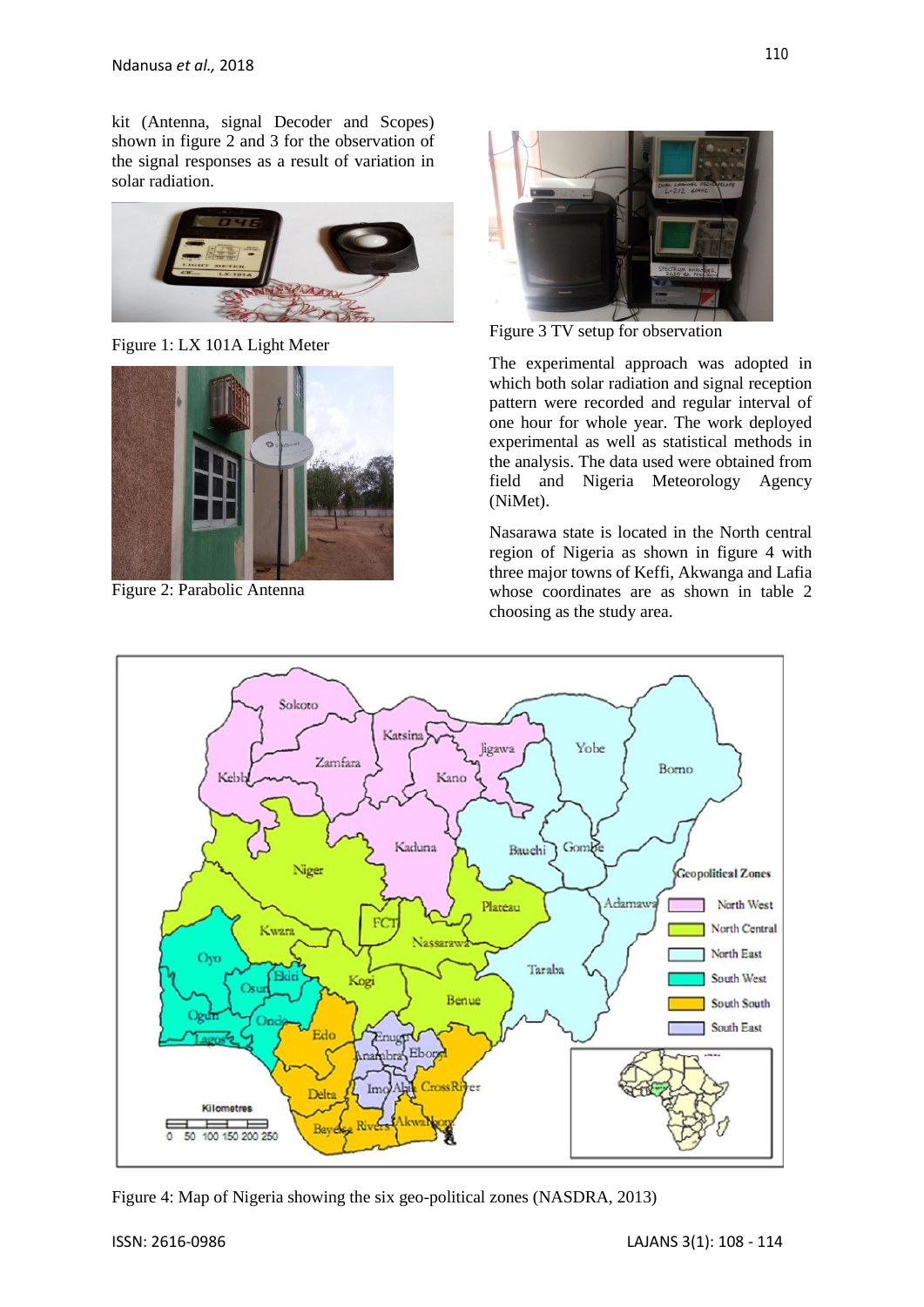kit (Antenna, signal Decoder and Scopes) shown in figure 2 and 3 for the observation of the signal responses as a result of variation in solar radiation.

Figure 1: LX 101A Light Meter

Figure 2: Parabolic Antenna

Figure 3 TV setup for observation

The experimental approach was adopted in which both solar radiation and signal reception pattern were recorded and regular interval of one hour for whole year. The work deployed experimental as well as statistical methods in the analysis. The data used were obtained from field and Nigeria Meteorology Agency (NiMet).

Nasarawa state is located in the North central region of Nigeria as shown in figure 4 with three major towns of Keffi, Akwanga and Lafia whose coordinates are as shown in table 2 choosing as the study area.

Figure 4: Map of Nigeria showing the six geo-political zones (NASDRA, 2013)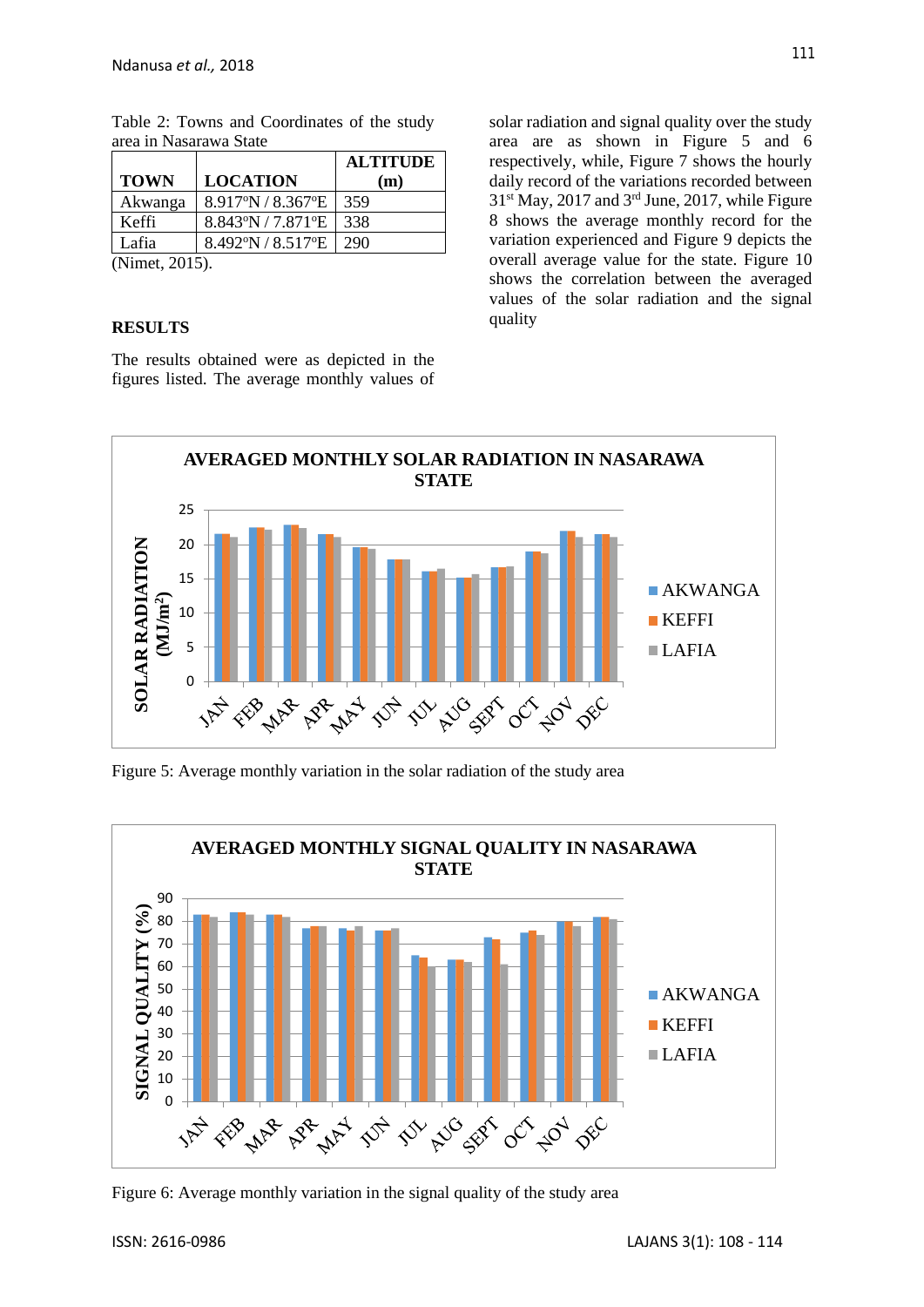Table 2: Towns and Coordinates of the study area in Nasarawa State

| TOWN | LOCATION | ALTITUDE (m) |
| --- | --- | --- |
| Akwanga | 8.917ºN / 8.367ºE | 359 |
| Keffi | 8.843ºN / 7.871ºE | 338 |
| Lafia | 8.492ºN / 8.517ºE | 290 |

(Nimet, 2015).

## RESULTS

The results obtained were as depicted in the figures listed. The average monthly values of solar radiation and signal quality over the study area are as shown in Figure 5 and 6 respectively, while, Figure 7 shows the hourly daily record of the variations recorded between 31st May, 2017 and 3rd June, 2017, while Figure 8 shows the average monthly record for the variation experienced and Figure 9 depicts the overall average value for the state. Figure 10 shows the correlation between the averaged values of the solar radiation and the signal quality

Figure 5: Average monthly variation in the solar radiation of the study area

Figure 6: Average monthly variation in the signal quality of the study area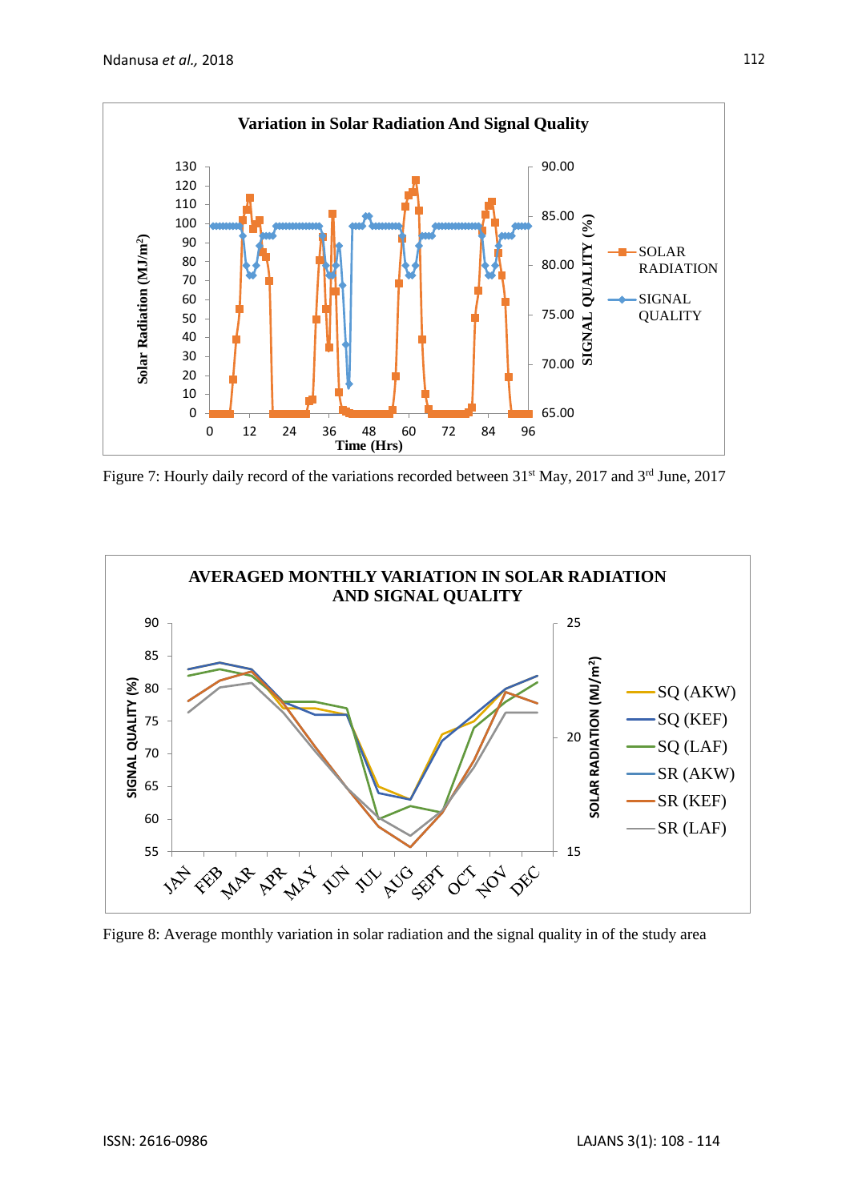Figure 7: Hourly daily record of the variations recorded between 31[st] May, 2017 and 3[rd] June, 2017

Figure 8: Average monthly variation in solar radiation and the signal quality in of the study area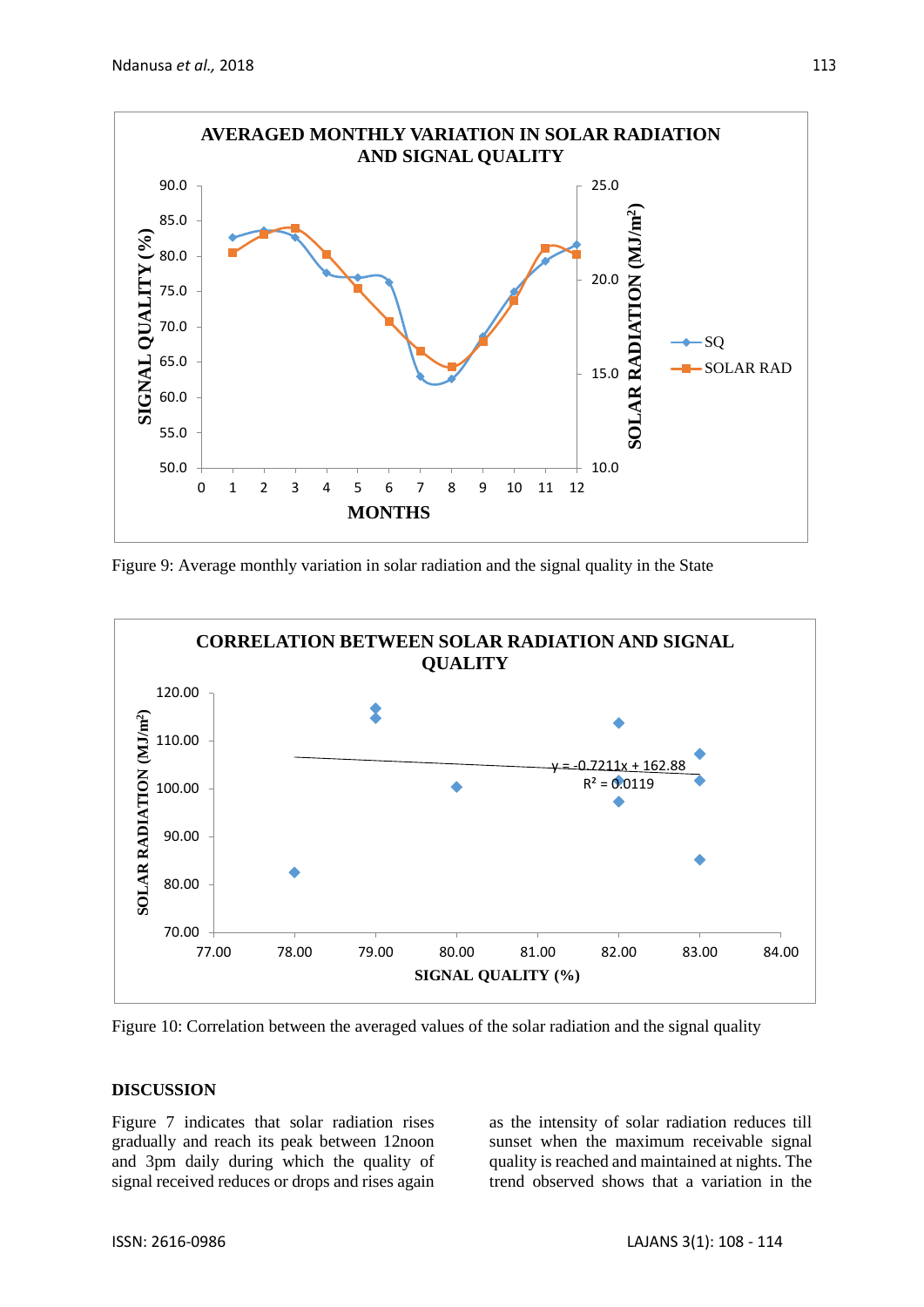Figure 9: Average monthly variation in solar radiation and the signal quality in the State

Figure 10: Correlation between the averaged values of the solar radiation and the signal quality

## DISCUSSION

Figure 7 indicates that solar radiation rises gradually and reach its peak between 12noon and 3pm daily during which the quality of signal received reduces or drops and rises again as the intensity of solar radiation reduces till sunset when the maximum receivable signal quality is reached and maintained at nights. The trend observed shows that a variation in the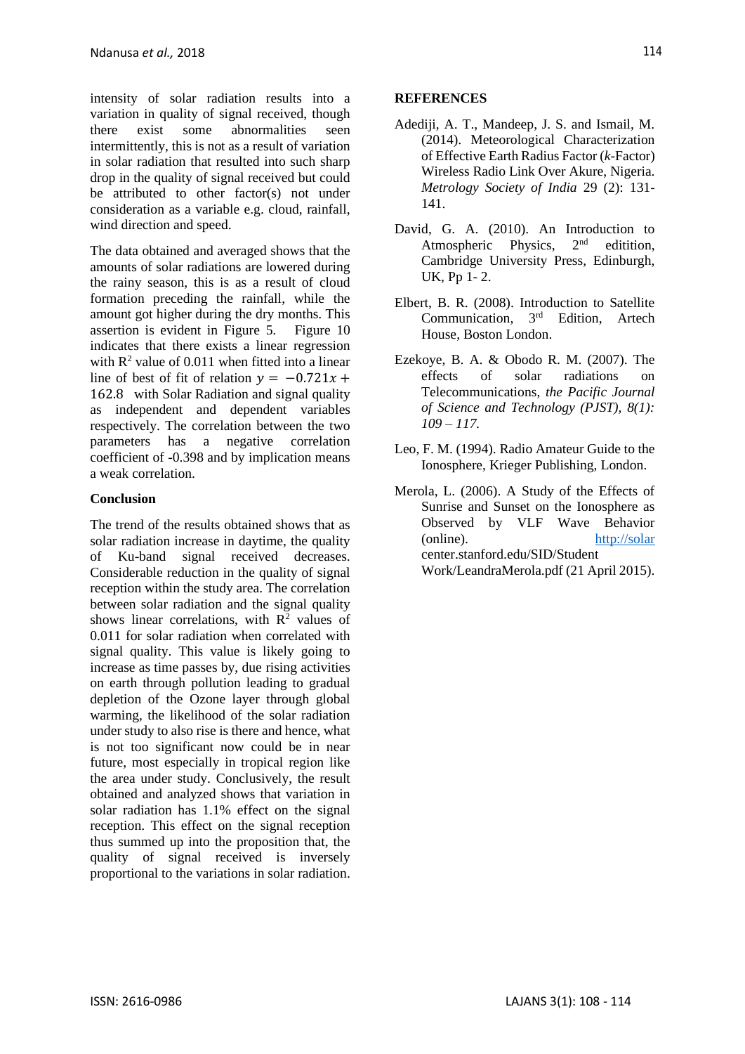intensity of solar radiation results into a variation in quality of signal received, though there exist some abnormalities seen intermittently, this is not as a result of variation in solar radiation that resulted into such sharp drop in the quality of signal received but could be attributed to other factor(s) not under consideration as a variable e.g. cloud, rainfall, wind direction and speed.

The data obtained and averaged shows that the amounts of solar radiations are lowered during the rainy season, this is as a result of cloud formation preceding the rainfall, while the amount got higher during the dry months. This assertion is evident in Figure 5. Figure 10 indicates that there exists a linear regression with $R^2$ value of 0.011 when fitted into a linear line of best of fit of relation $y = -0.721x + 162.8$ with Solar Radiation and signal quality as independent and dependent variables respectively. The correlation between the two parameters has a negative correlation coefficient of -0.398 and by implication means a weak correlation.

## Conclusion

The trend of the results obtained shows that as solar radiation increase in daytime, the quality of Ku-band signal received decreases. Considerable reduction in the quality of signal reception within the study area. The correlation between solar radiation and the signal quality shows linear correlations, with $R^2$ values of 0.011 for solar radiation when correlated with signal quality. This value is likely going to increase as time passes by, due rising activities on earth through pollution leading to gradual depletion of the Ozone layer through global warming, the likelihood of the solar radiation under study to also rise is there and hence, what is not too significant now could be in near future, most especially in tropical region like the area under study. Conclusively, the result obtained and analyzed shows that variation in solar radiation has 1.1% effect on the signal reception. This effect on the signal reception thus summed up into the proposition that, the quality of signal received is inversely proportional to the variations in solar radiation.

## REFERENCES

Adediji, A. T., Mandeep, J. S. and Ismail, M. (2014). Meteorological Characterization of Effective Earth Radius Factor (*k*-Factor) Wireless Radio Link Over Akure, Nigeria. *Metrology Society of India* 29 (2): 131-141.

David, G. A. (2010). An Introduction to Atmospheric Physics, 2nd editition, Cambridge University Press, Edinburgh, UK, Pp 1- 2.

Elbert, B. R. (2008). Introduction to Satellite Communication, 3rd Edition, Artech House, Boston London.

Ezekoye, B. A. & Obodo R. M. (2007). The effects of solar radiations on Telecommunications, *the Pacific Journal of Science and Technology (PJST), 8(1): 109 – 117.*

Leo, F. M. (1994). Radio Amateur Guide to the Ionosphere, Krieger Publishing, London.

Merola, L. (2006). A Study of the Effects of Sunrise and Sunset on the Ionosphere as Observed by VLF Wave Behavior (online). http://solar center.stanford.edu/SID/Student Work/LeandraMerola.pdf (21 April 2015).